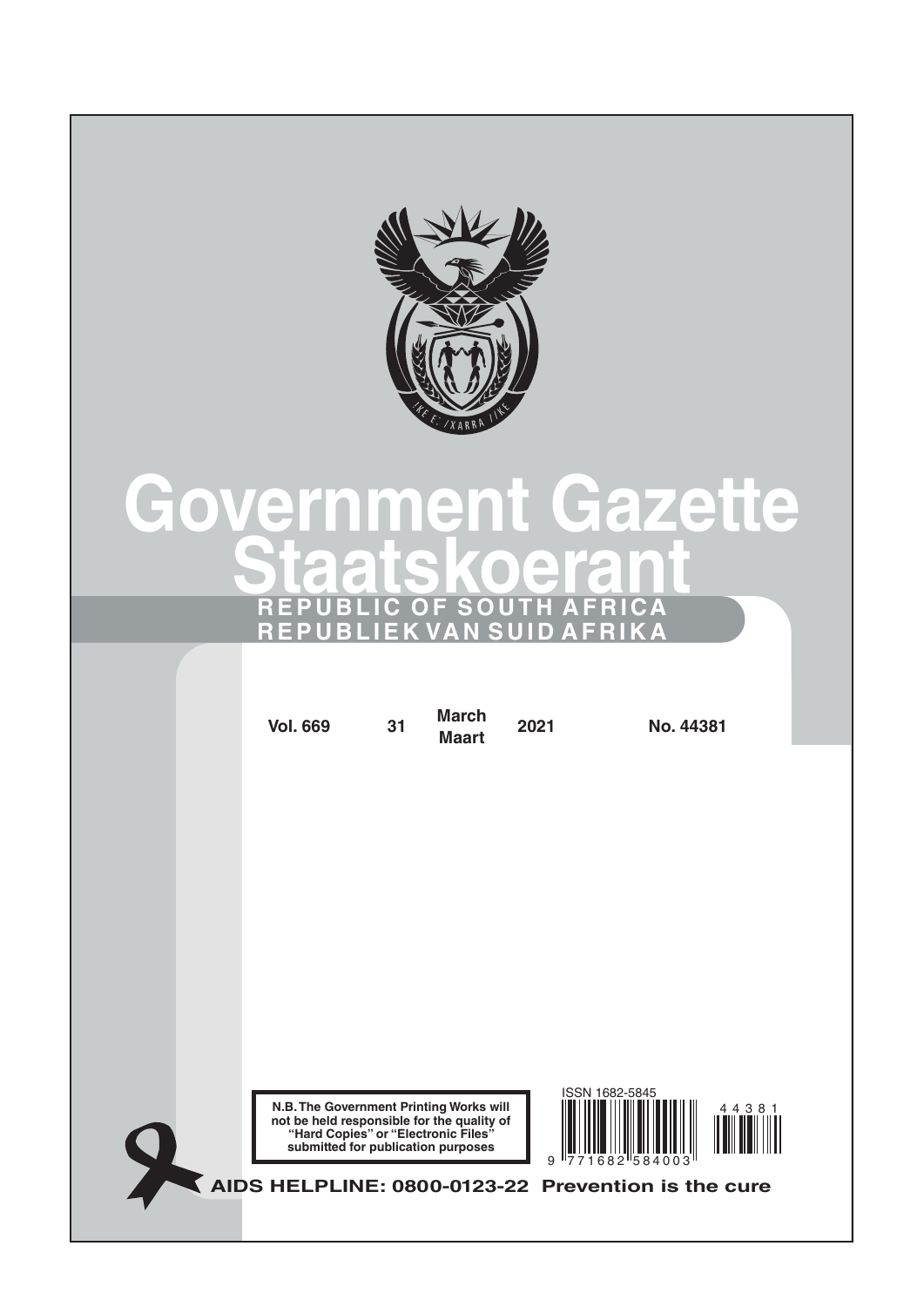# Government Gazette
# Staatskoerant

**REPUBLIC OF SOUTH AFRICA**
**REPUBLIEK VAN SUID AFRIKA**

| Vol. 669 | 31 | March Maart | 2021 | No. 44381 |
|---|---|---|---|---|

**N.B. The Government Printing Works will not be held responsible for the quality of "Hard Copies" or "Electronic Files" submitted for publication purposes**

ISSN 1682-5845

**AIDS HELPLINE: 0800-0123-22 Prevention is the cure**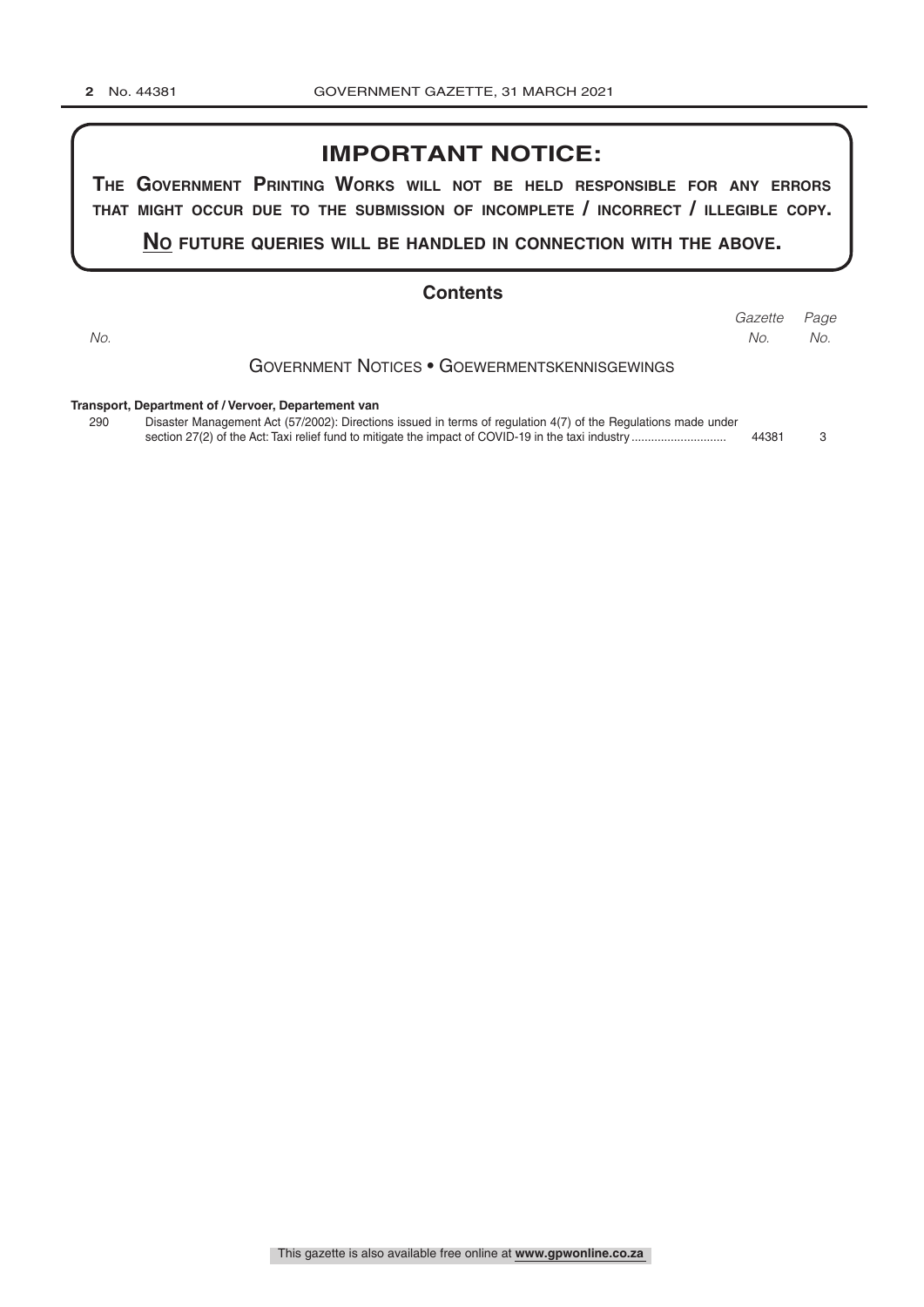# IMPORTANT NOTICE:

**The Government Printing Works will not be held responsible for any errors that might occur due to the submission of incomplete / incorrect / illegible copy.**

**No future queries will be handled in connection with the above.**

## Contents

| No. | | Gazette No. | Page No. |
|---|---|---|---|
| | **Government Notices • Goewermentskennisgewings** | | |
| | **Transport, Department of / Vervoer, Departement van** | | |
| 290 | Disaster Management Act (57/2002): Directions issued in terms of regulation 4(7) of the Regulations made under section 27(2) of the Act: Taxi relief fund to mitigate the impact of COVID-19 in the taxi industry | 44381 | 3 |

This gazette is also available free online at **www.gpwonline.co.za**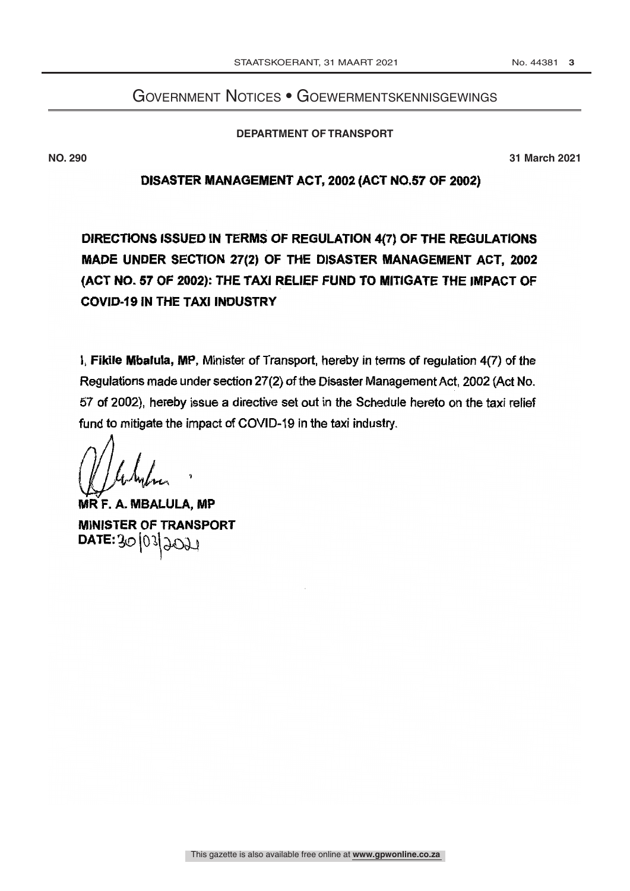# Government Notices • Goewermentskennisgewings

**DEPARTMENT OF TRANSPORT**

**NO. 290** **31 March 2021**

**DISASTER MANAGEMENT ACT, 2002 (ACT NO.57 OF 2002)**

## DIRECTIONS ISSUED IN TERMS OF REGULATION 4(7) OF THE REGULATIONS MADE UNDER SECTION 27(2) OF THE DISASTER MANAGEMENT ACT, 2002 (ACT NO. 57 OF 2002): THE TAXI RELIEF FUND TO MITIGATE THE IMPACT OF COVID-19 IN THE TAXI INDUSTRY

I, **Fikile Mbalula, MP,** Minister of Transport, hereby in terms of regulation 4(7) of the Regulations made under section 27(2) of the Disaster Management Act, 2002 (Act No. 57 of 2002), hereby issue a directive set out in the Schedule hereto on the taxi relief fund to mitigate the impact of COVID-19 in the taxi industry.

**MR F. A. MBALULA, MP**
**MINISTER OF TRANSPORT**
**DATE:** 30/03/2021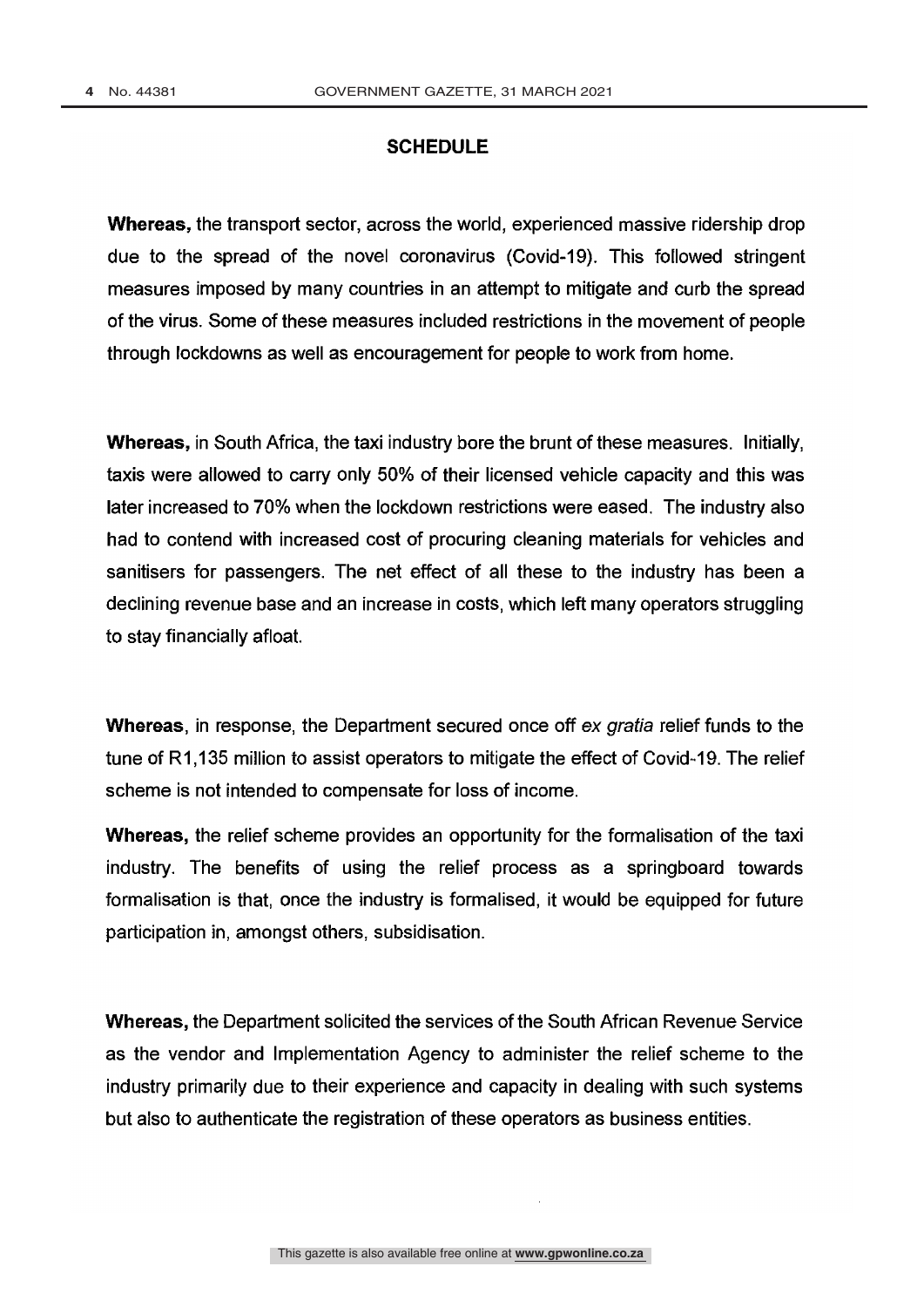## SCHEDULE

**Whereas,** the transport sector, across the world, experienced massive ridership drop due to the spread of the novel coronavirus (Covid-19). This followed stringent measures imposed by many countries in an attempt to mitigate and curb the spread of the virus. Some of these measures included restrictions in the movement of people through lockdowns as well as encouragement for people to work from home.

**Whereas,** in South Africa, the taxi industry bore the brunt of these measures. Initially, taxis were allowed to carry only 50% of their licensed vehicle capacity and this was later increased to 70% when the lockdown restrictions were eased. The industry also had to contend with increased cost of procuring cleaning materials for vehicles and sanitisers for passengers. The net effect of all these to the industry has been a declining revenue base and an increase in costs, which left many operators struggling to stay financially afloat.

**Whereas**, in response, the Department secured once off *ex gratia* relief funds to the tune of R1,135 million to assist operators to mitigate the effect of Covid-19. The relief scheme is not intended to compensate for loss of income.

**Whereas,** the relief scheme provides an opportunity for the formalisation of the taxi industry. The benefits of using the relief process as a springboard towards formalisation is that, once the industry is formalised, it would be equipped for future participation in, amongst others, subsidisation.

**Whereas,** the Department solicited the services of the South African Revenue Service as the vendor and Implementation Agency to administer the relief scheme to the industry primarily due to their experience and capacity in dealing with such systems but also to authenticate the registration of these operators as business entities.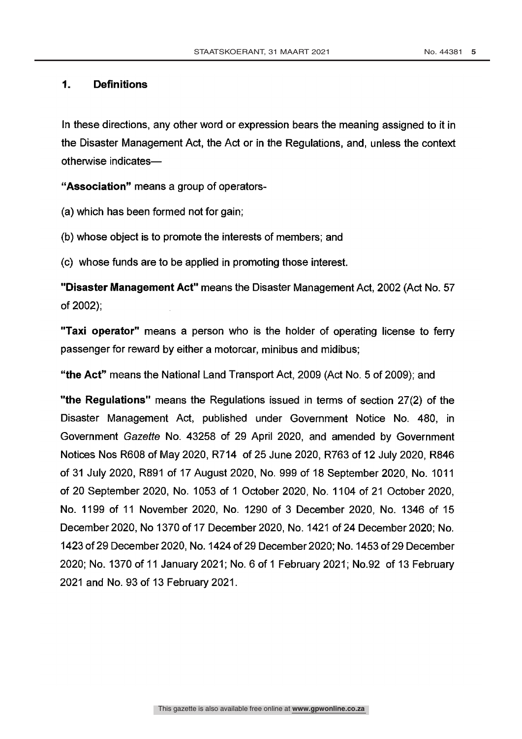## 1. Definitions

In these directions, any other word or expression bears the meaning assigned to it in the Disaster Management Act, the Act or in the Regulations, and, unless the context otherwise indicates—

**"Association"** means a group of operators-

(a) which has been formed not for gain;

(b) whose object is to promote the interests of members; and

(c) whose funds are to be applied in promoting those interest.

**"Disaster Management Act"** means the Disaster Management Act, 2002 (Act No. 57 of 2002);

**"Taxi operator"** means a person who is the holder of operating license to ferry passenger for reward by either a motorcar, minibus and midibus;

**"the Act"** means the National Land Transport Act, 2009 (Act No. 5 of 2009); and

**"the Regulations"** means the Regulations issued in terms of section 27(2) of the Disaster Management Act, published under Government Notice No. 480, in Government *Gazette* No. 43258 of 29 April 2020, and amended by Government Notices Nos R608 of May 2020, R714 of 25 June 2020, R763 of 12 July 2020, R846 of 31 July 2020, R891 of 17 August 2020, No. 999 of 18 September 2020, No. 1011 of 20 September 2020, No. 1053 of 1 October 2020, No. 1104 of 21 October 2020, No. 1199 of 11 November 2020, No. 1290 of 3 December 2020, No. 1346 of 15 December 2020, No 1370 of 17 December 2020, No. 1421 of 24 December 2020; No. 1423 of 29 December 2020, No. 1424 of 29 December 2020; No. 1453 of 29 December 2020; No. 1370 of 11 January 2021; No. 6 of 1 February 2021; No.92 of 13 February 2021 and No. 93 of 13 February 2021.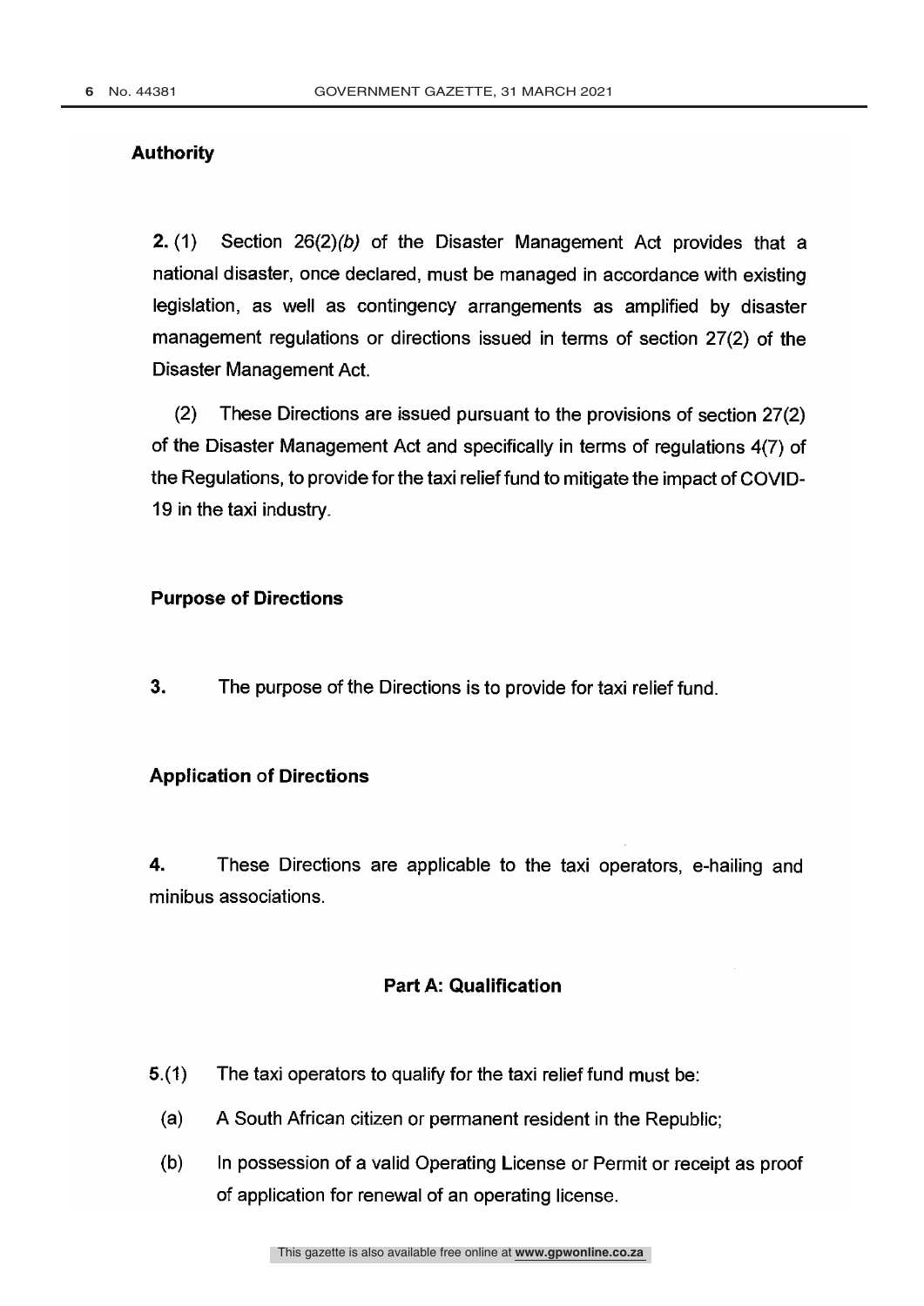### Authority

**2.** (1) Section 26(2)*(b)* of the Disaster Management Act provides that a national disaster, once declared, must be managed in accordance with existing legislation, as well as contingency arrangements as amplified by disaster management regulations or directions issued in terms of section 27(2) of the Disaster Management Act.

(2) These Directions are issued pursuant to the provisions of section 27(2) of the Disaster Management Act and specifically in terms of regulations 4(7) of the Regulations, to provide for the taxi relief fund to mitigate the impact of COVID-19 in the taxi industry.

### Purpose of Directions

**3.** The purpose of the Directions is to provide for taxi relief fund.

### Application of Directions

**4.** These Directions are applicable to the taxi operators, e-hailing and minibus associations.

## Part A: Qualification

**5.**(1) The taxi operators to qualify for the taxi relief fund must be:

(a) A South African citizen or permanent resident in the Republic;

(b) In possession of a valid Operating License or Permit or receipt as proof of application for renewal of an operating license.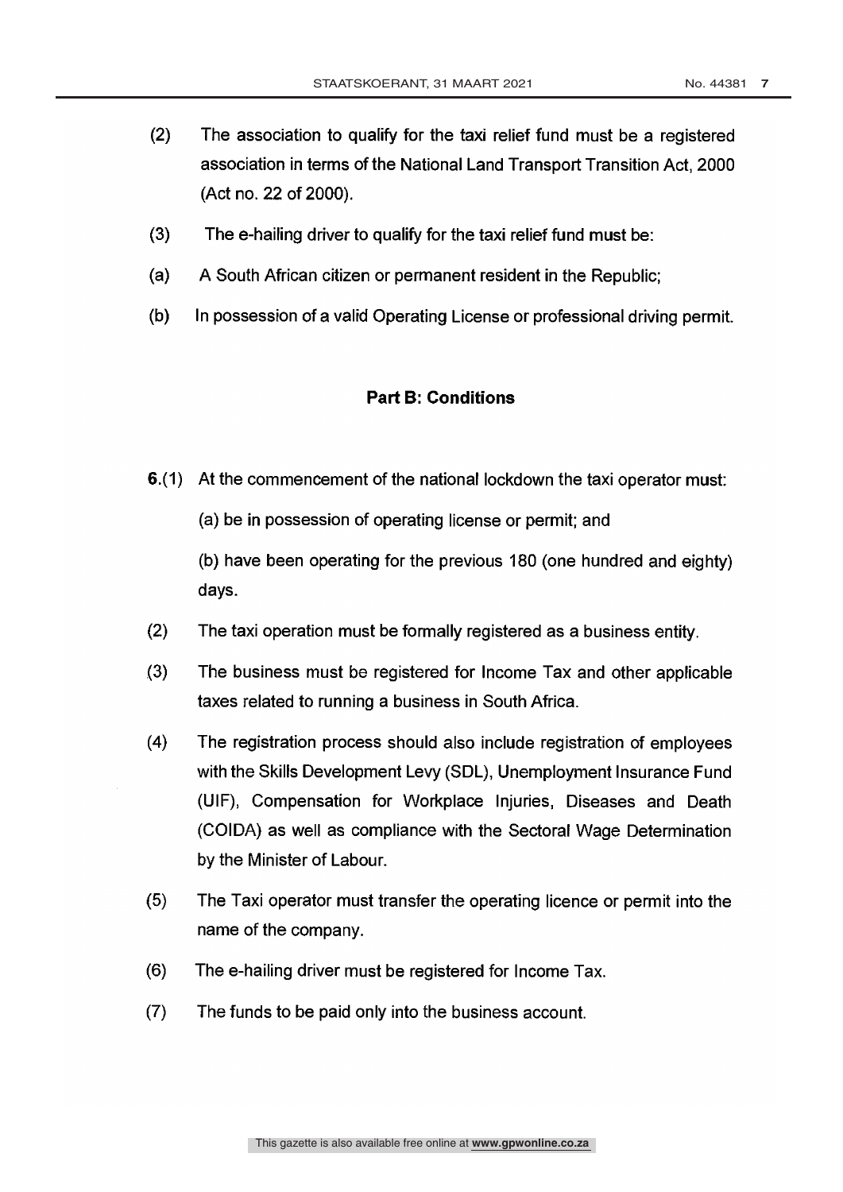(2) The association to qualify for the taxi relief fund must be a registered association in terms of the National Land Transport Transition Act, 2000 (Act no. 22 of 2000).

(3) The e-hailing driver to qualify for the taxi relief fund must be:

(a) A South African citizen or permanent resident in the Republic;

(b) In possession of a valid Operating License or professional driving permit.

**Part B: Conditions**

**6.**(1) At the commencement of the national lockdown the taxi operator must:

(a) be in possession of operating license or permit; and

(b) have been operating for the previous 180 (one hundred and eighty) days.

(2) The taxi operation must be formally registered as a business entity.

(3) The business must be registered for Income Tax and other applicable taxes related to running a business in South Africa.

(4) The registration process should also include registration of employees with the Skills Development Levy (SDL), Unemployment Insurance Fund (UIF), Compensation for Workplace Injuries, Diseases and Death (COIDA) as well as compliance with the Sectoral Wage Determination by the Minister of Labour.

(5) The Taxi operator must transfer the operating licence or permit into the name of the company.

(6) The e-hailing driver must be registered for Income Tax.

(7) The funds to be paid only into the business account.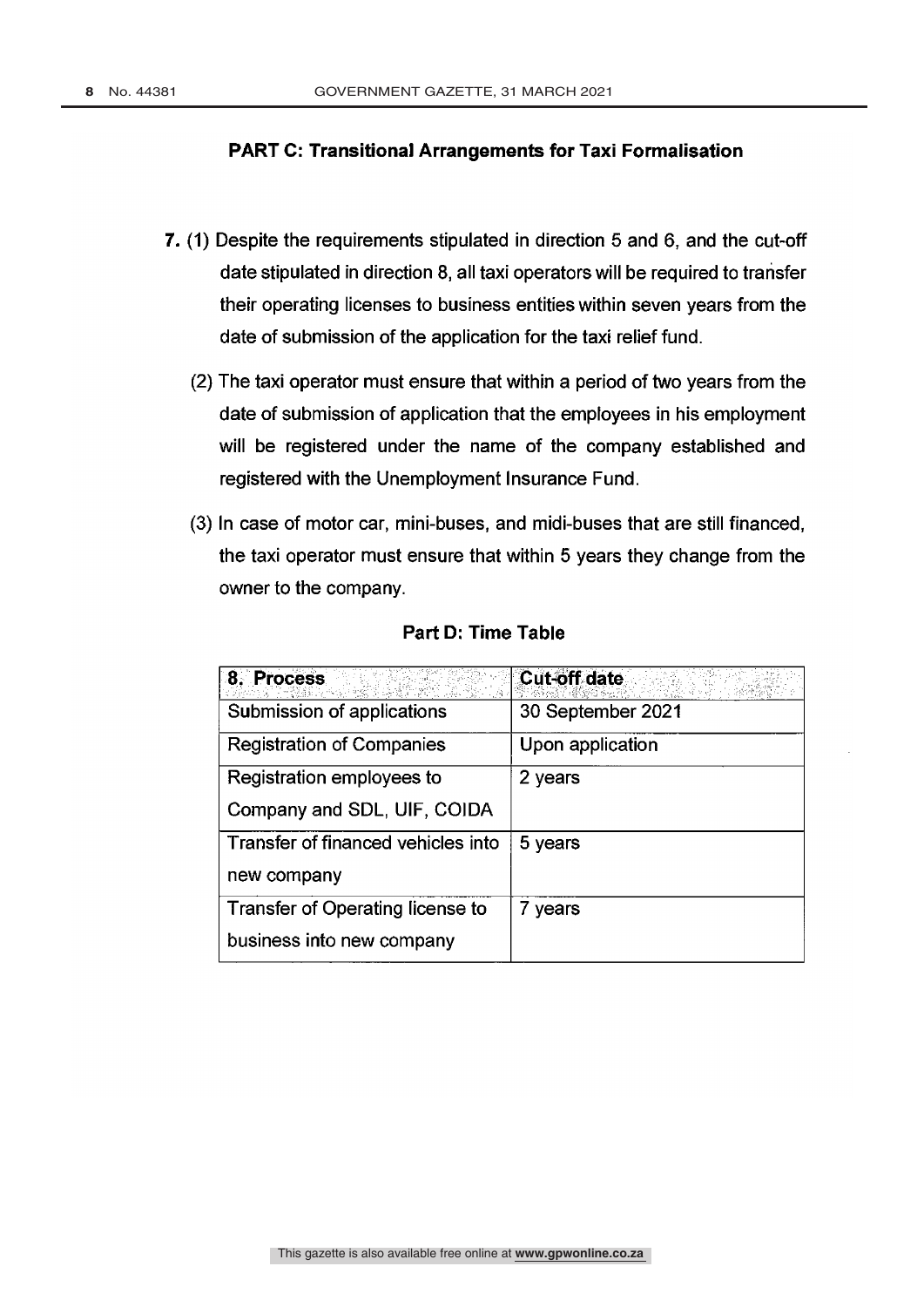## PART C: Transitional Arrangements for Taxi Formalisation

**7.** (1) Despite the requirements stipulated in direction 5 and 6, and the cut-off date stipulated in direction 8, all taxi operators will be required to transfer their operating licenses to business entities within seven years from the date of submission of the application for the taxi relief fund.

(2) The taxi operator must ensure that within a period of two years from the date of submission of application that the employees in his employment will be registered under the name of the company established and registered with the Unemployment Insurance Fund.

(3) In case of motor car, mini-buses, and midi-buses that are still financed, the taxi operator must ensure that within 5 years they change from the owner to the company.

## Part D: Time Table

| 8. Process | Cut-off date |
|---|---|
| Submission of applications | 30 September 2021 |
| Registration of Companies | Upon application |
| Registration employees to Company and SDL, UIF, COIDA | 2 years |
| Transfer of financed vehicles into new company | 5 years |
| Transfer of Operating license to business into new company | 7 years |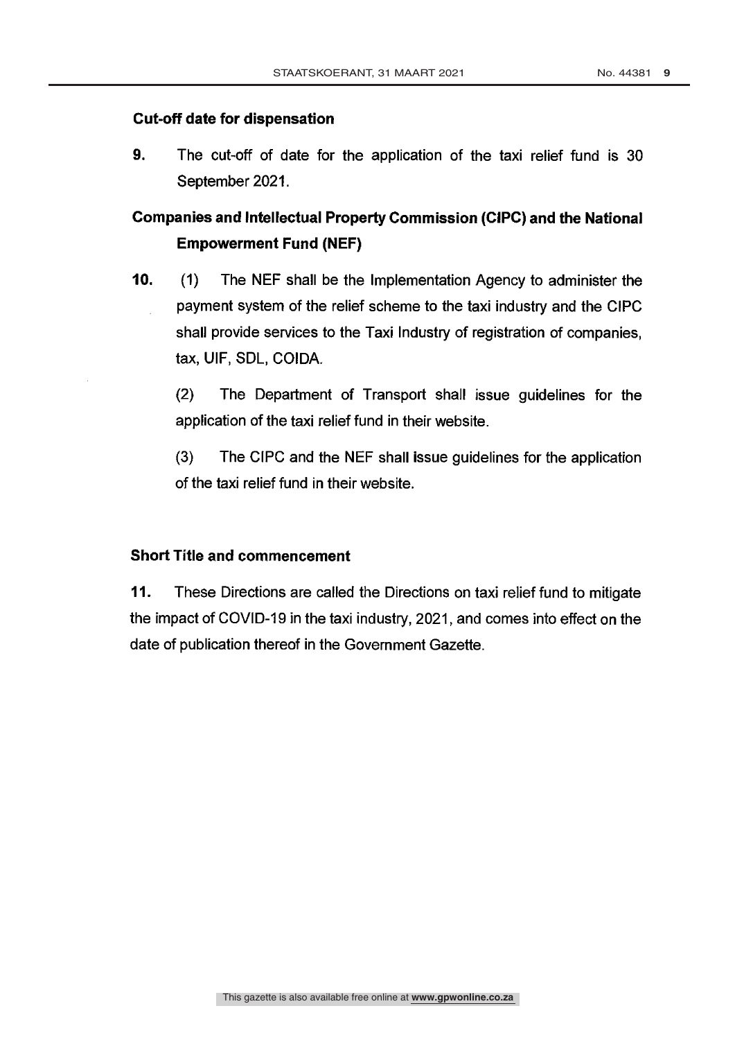**Cut-off date for dispensation**

**9.** The cut-off of date for the application of the taxi relief fund is 30 September 2021.

**Companies and Intellectual Property Commission (CIPC) and the National Empowerment Fund (NEF)**

**10.** (1) The NEF shall be the Implementation Agency to administer the payment system of the relief scheme to the taxi industry and the CIPC shall provide services to the Taxi Industry of registration of companies, tax, UIF, SDL, COIDA.

(2) The Department of Transport shall issue guidelines for the application of the taxi relief fund in their website.

(3) The CIPC and the NEF shall issue guidelines for the application of the taxi relief fund in their website.

**Short Title and commencement**

**11.** These Directions are called the Directions on taxi relief fund to mitigate the impact of COVID-19 in the taxi industry, 2021, and comes into effect on the date of publication thereof in the Government Gazette.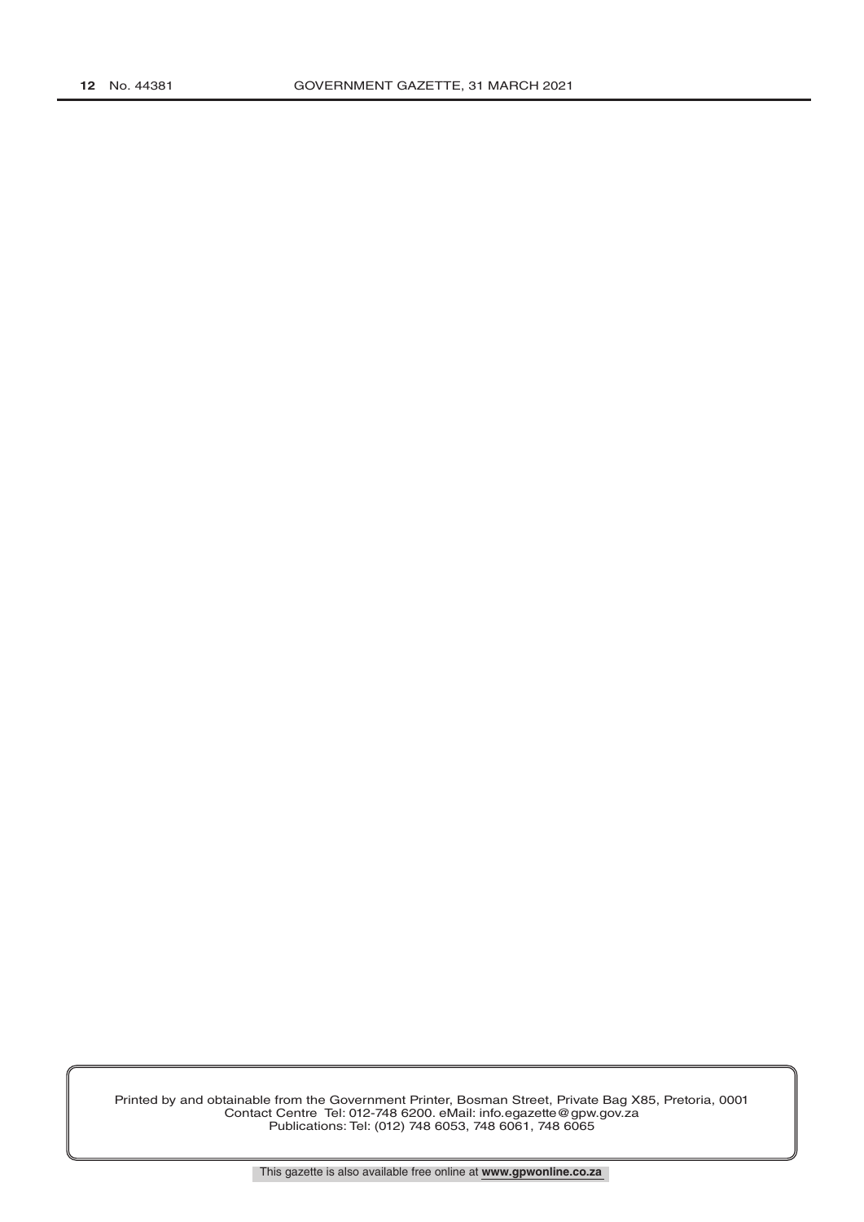Printed by and obtainable from the Government Printer, Bosman Street, Private Bag X85, Pretoria, 0001
Contact Centre Tel: 012-748 6200. eMail: info.egazette@gpw.gov.za
Publications: Tel: (012) 748 6053, 748 6061, 748 6065

This gazette is also available free online at **www.gpwonline.co.za**